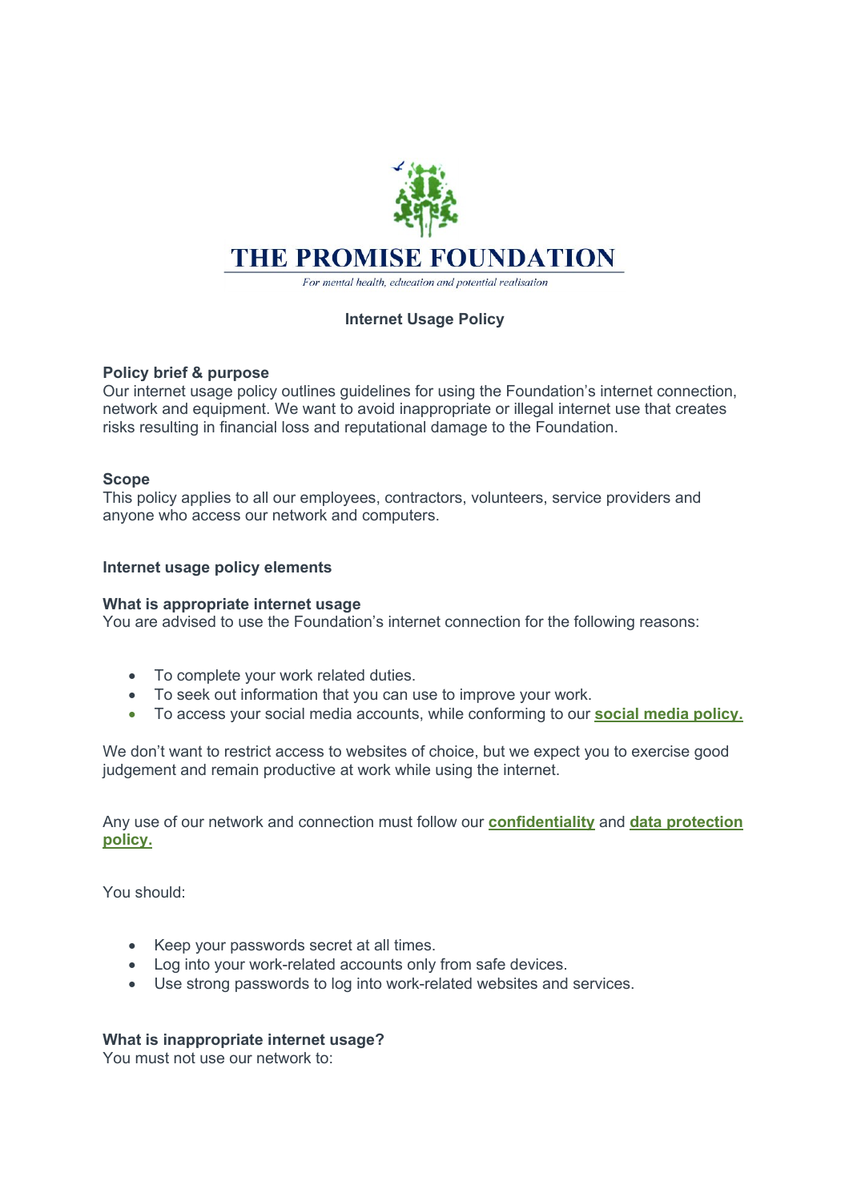# THE PROMISE FOUNDATION

*For mental health, education and potential realisation*

## Internet Usage Policy

### Policy brief & purpose

Our internet usage policy outlines guidelines for using the Foundation's internet connection, network and equipment. We want to avoid inappropriate or illegal internet use that creates risks resulting in financial loss and reputational damage to the Foundation.

### Scope

This policy applies to all our employees, contractors, volunteers, service providers and anyone who access our network and computers.

### Internet usage policy elements

#### What is appropriate internet usage

You are advised to use the Foundation's internet connection for the following reasons:

- To complete your work related duties.
- To seek out information that you can use to improve your work.
- To access your social media accounts, while conforming to our **social media policy.**

We don't want to restrict access to websites of choice, but we expect you to exercise good judgement and remain productive at work while using the internet.

Any use of our network and connection must follow our **confidentiality** and **data protection policy.**

You should:

- Keep your passwords secret at all times.
- Log into your work-related accounts only from safe devices.
- Use strong passwords to log into work-related websites and services.

#### What is inappropriate internet usage?

You must not use our network to: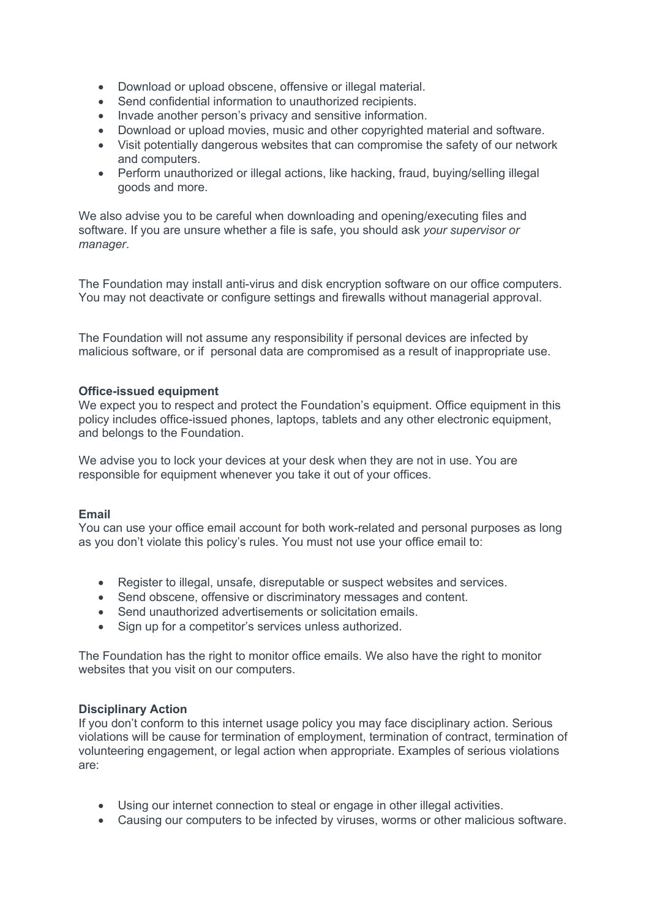- Download or upload obscene, offensive or illegal material.
- Send confidential information to unauthorized recipients.
- Invade another person's privacy and sensitive information.
- Download or upload movies, music and other copyrighted material and software.
- Visit potentially dangerous websites that can compromise the safety of our network and computers.
- Perform unauthorized or illegal actions, like hacking, fraud, buying/selling illegal goods and more.

We also advise you to be careful when downloading and opening/executing files and software. If you are unsure whether a file is safe, you should ask *your supervisor or manager*.

The Foundation may install anti-virus and disk encryption software on our office computers. You may not deactivate or configure settings and firewalls without managerial approval.

The Foundation will not assume any responsibility if personal devices are infected by malicious software, or if personal data are compromised as a result of inappropriate use.

**Office-issued equipment**

We expect you to respect and protect the Foundation's equipment. Office equipment in this policy includes office-issued phones, laptops, tablets and any other electronic equipment, and belongs to the Foundation.

We advise you to lock your devices at your desk when they are not in use. You are responsible for equipment whenever you take it out of your offices.

**Email**

You can use your office email account for both work-related and personal purposes as long as you don't violate this policy's rules. You must not use your office email to:

- Register to illegal, unsafe, disreputable or suspect websites and services.
- Send obscene, offensive or discriminatory messages and content.
- Send unauthorized advertisements or solicitation emails.
- Sign up for a competitor's services unless authorized.

The Foundation has the right to monitor office emails. We also have the right to monitor websites that you visit on our computers.

**Disciplinary Action**

If you don't conform to this internet usage policy you may face disciplinary action. Serious violations will be cause for termination of employment, termination of contract, termination of volunteering engagement, or legal action when appropriate. Examples of serious violations are:

- Using our internet connection to steal or engage in other illegal activities.
- Causing our computers to be infected by viruses, worms or other malicious software.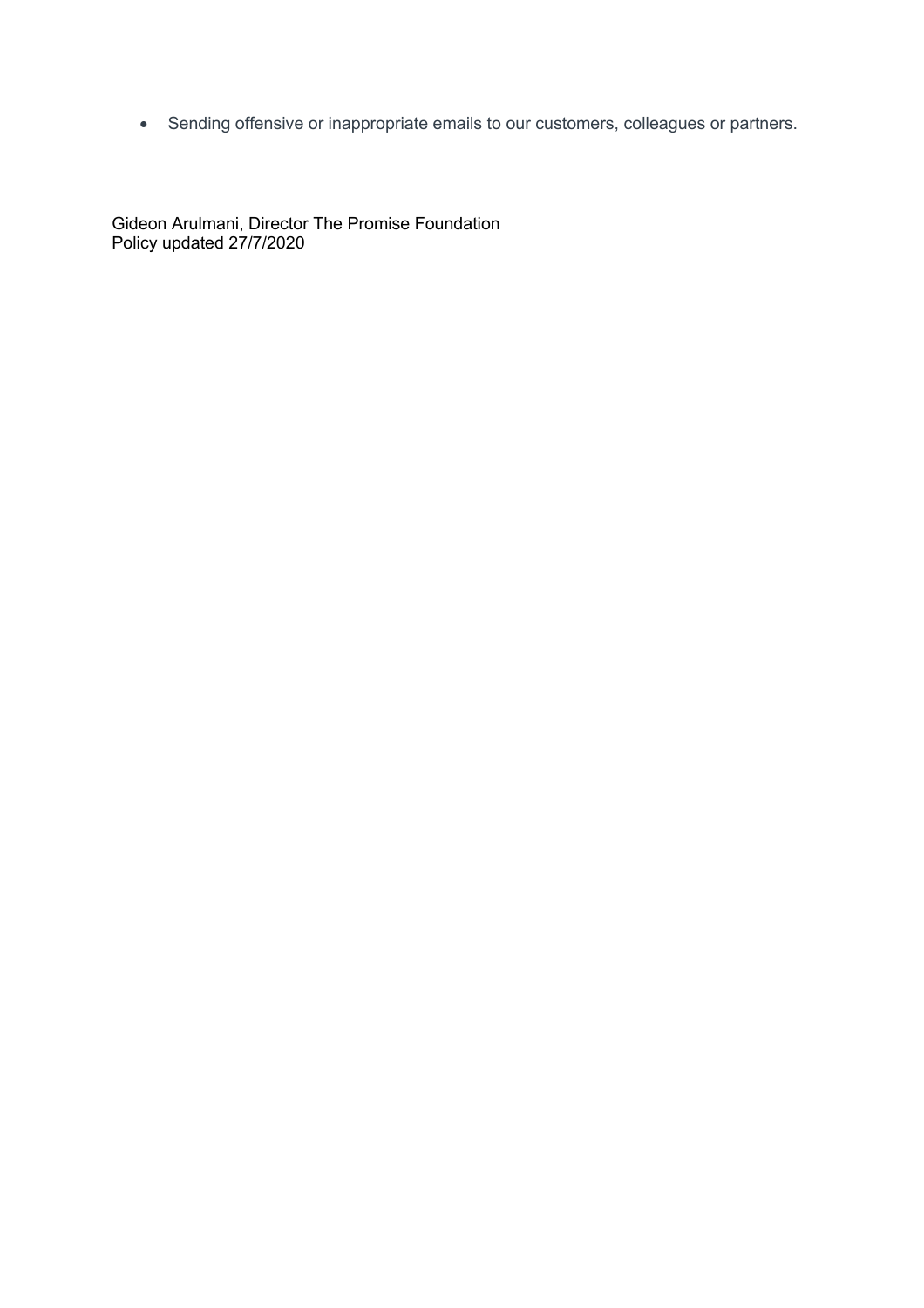- Sending offensive or inappropriate emails to our customers, colleagues or partners.

Gideon Arulmani, Director The Promise Foundation
Policy updated 27/7/2020